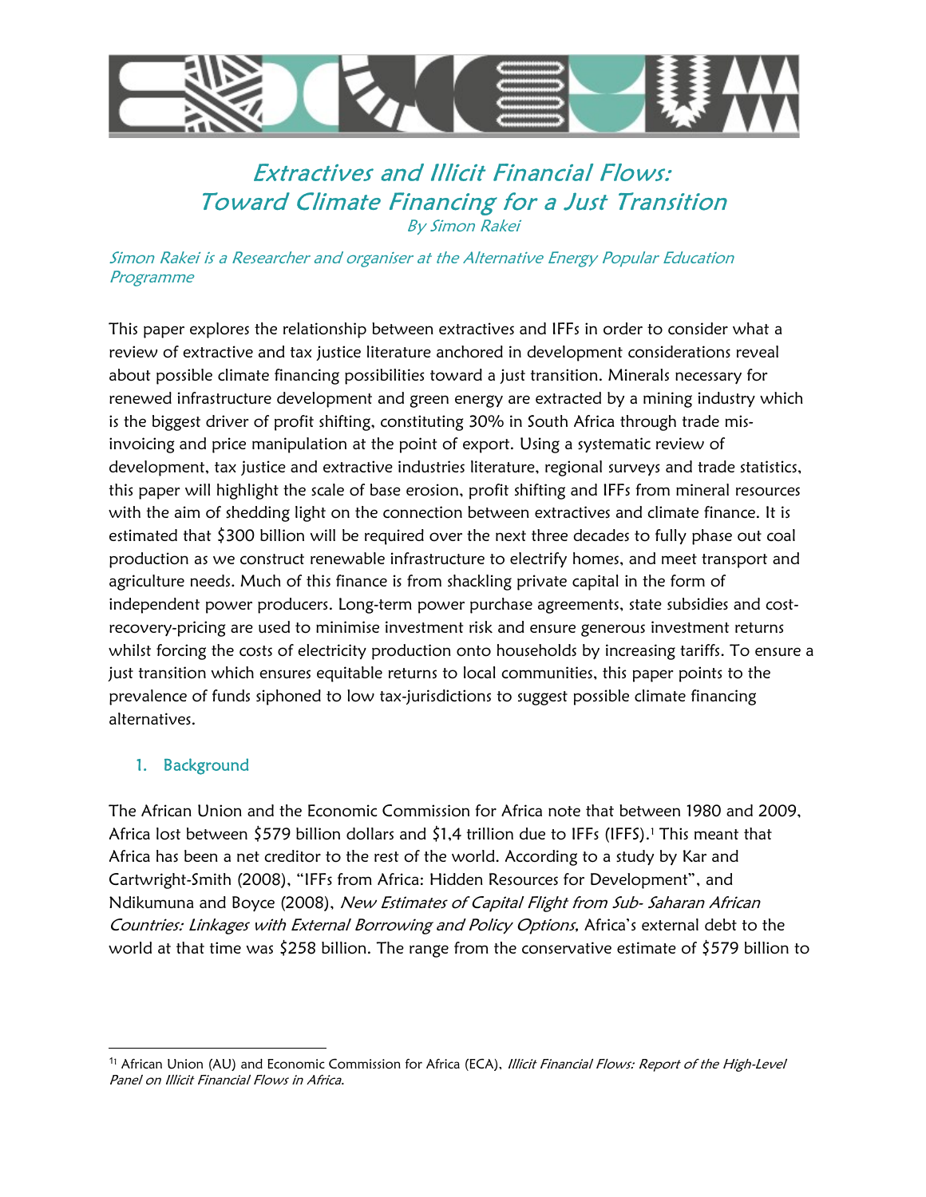# *Extractives and Illicit Financial Flows: Toward Climate Financing for a Just Transition*

*By Simon Rakei*

*Simon Rakei is a Researcher and organiser at the Alternative Energy Popular Education Programme*

This paper explores the relationship between extractives and IFFs in order to consider what a review of extractive and tax justice literature anchored in development considerations reveal about possible climate financing possibilities toward a just transition. Minerals necessary for renewed infrastructure development and green energy are extracted by a mining industry which is the biggest driver of profit shifting, constituting 30% in South Africa through trade mis-invoicing and price manipulation at the point of export. Using a systematic review of development, tax justice and extractive industries literature, regional surveys and trade statistics, this paper will highlight the scale of base erosion, profit shifting and IFFs from mineral resources with the aim of shedding light on the connection between extractives and climate finance. It is estimated that $300 billion will be required over the next three decades to fully phase out coal production as we construct renewable infrastructure to electrify homes, and meet transport and agriculture needs. Much of this finance is from shackling private capital in the form of independent power producers. Long-term power purchase agreements, state subsidies and cost-recovery-pricing are used to minimise investment risk and ensure generous investment returns whilst forcing the costs of electricity production onto households by increasing tariffs. To ensure a just transition which ensures equitable returns to local communities, this paper points to the prevalence of funds siphoned to low tax-jurisdictions to suggest possible climate financing alternatives.

## 1. Background

The African Union and the Economic Commission for Africa note that between 1980 and 2009, Africa lost between $579 billion dollars and $1,4 trillion due to IFFs (IFFS).[1] This meant that Africa has been a net creditor to the rest of the world. According to a study by Kar and Cartwright-Smith (2008), "IFFs from Africa: Hidden Resources for Development", and Ndikumuna and Boyce (2008), *New Estimates of Capital Flight from Sub- Saharan African Countries: Linkages with External Borrowing and Policy Options*, Africa's external debt to the world at that time was $258 billion. The range from the conservative estimate of $579 billion to

---

[1] African Union (AU) and Economic Commission for Africa (ECA), *Illicit Financial Flows: Report of the High-Level Panel on Illicit Financial Flows in Africa*.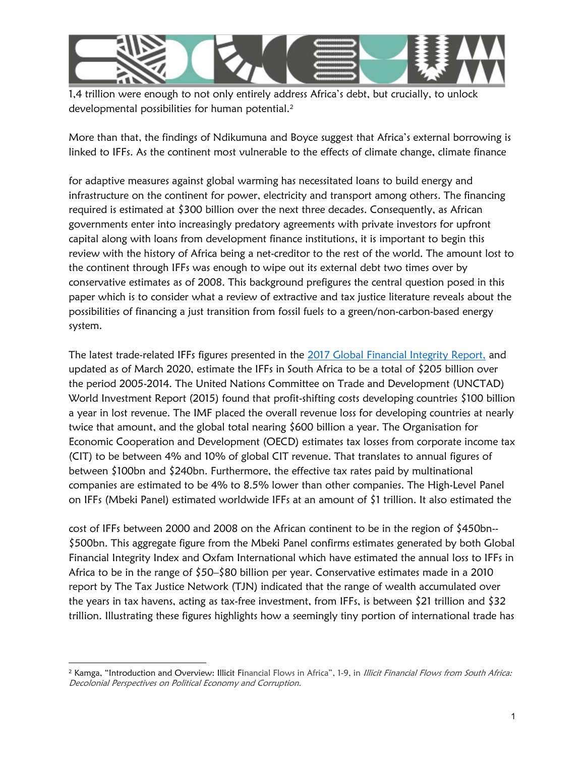1,4 trillion were enough to not only entirely address Africa's debt, but crucially, to unlock developmental possibilities for human potential.[2]

More than that, the findings of Ndikumuna and Boyce suggest that Africa's external borrowing is linked to IFFs. As the continent most vulnerable to the effects of climate change, climate finance for adaptive measures against global warming has necessitated loans to build energy and infrastructure on the continent for power, electricity and transport among others. The financing required is estimated at $300 billion over the next three decades. Consequently, as African governments enter into increasingly predatory agreements with private investors for upfront capital along with loans from development finance institutions, it is important to begin this review with the history of Africa being a net-creditor to the rest of the world. The amount lost to the continent through IFFs was enough to wipe out its external debt two times over by conservative estimates as of 2008. This background prefigures the central question posed in this paper which is to consider what a review of extractive and tax justice literature reveals about the possibilities of financing a just transition from fossil fuels to a green/non-carbon-based energy system.

The latest trade-related IFFs figures presented in the [2017 Global Financial Integrity Report,](#) and updated as of March 2020, estimate the IFFs in South Africa to be a total of $205 billion over the period 2005-2014. The United Nations Committee on Trade and Development (UNCTAD) World Investment Report (2015) found that profit-shifting costs developing countries $100 billion a year in lost revenue. The IMF placed the overall revenue loss for developing countries at nearly twice that amount, and the global total nearing $600 billion a year. The Organisation for Economic Cooperation and Development (OECD) estimates tax losses from corporate income tax (CIT) to be between 4% and 10% of global CIT revenue. That translates to annual figures of between $100bn and $240bn. Furthermore, the effective tax rates paid by multinational companies are estimated to be 4% to 8.5% lower than other companies. The High-Level Panel on IFFs (Mbeki Panel) estimated worldwide IFFs at an amount of $1 trillion. It also estimated the cost of IFFs between 2000 and 2008 on the African continent to be in the region of $450bn--$500bn. This aggregate figure from the Mbeki Panel confirms estimates generated by both Global Financial Integrity Index and Oxfam International which have estimated the annual loss to IFFs in Africa to be in the range of $50–$80 billion per year. Conservative estimates made in a 2010 report by The Tax Justice Network (TJN) indicated that the range of wealth accumulated over the years in tax havens, acting as tax-free investment, from IFFs, is between $21 trillion and $32 trillion. Illustrating these figures highlights how a seemingly tiny portion of international trade has

[2] Kamga, "Introduction and Overview: Illicit Financial Flows in Africa", 1-9, in *Illicit Financial Flows from South Africa: Decolonial Perspectives on Political Economy and Corruption.*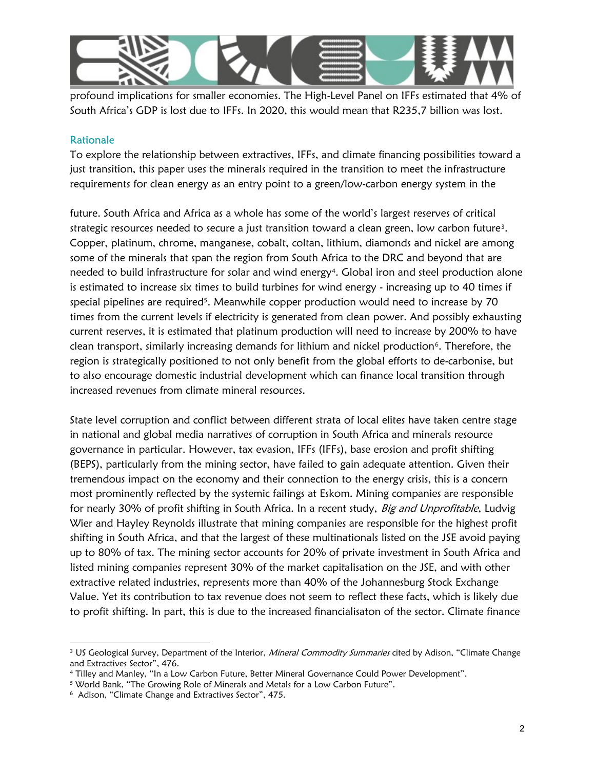profound implications for smaller economies. The High-Level Panel on IFFs estimated that 4% of South Africa's GDP is lost due to IFFs. In 2020, this would mean that R235,7 billion was lost.

## Rationale

To explore the relationship between extractives, IFFs, and climate financing possibilities toward a just transition, this paper uses the minerals required in the transition to meet the infrastructure requirements for clean energy as an entry point to a green/low-carbon energy system in the future. South Africa and Africa as a whole has some of the world's largest reserves of critical strategic resources needed to secure a just transition toward a clean green, low carbon future[3]. Copper, platinum, chrome, manganese, cobalt, coltan, lithium, diamonds and nickel are among some of the minerals that span the region from South Africa to the DRC and beyond that are needed to build infrastructure for solar and wind energy[4]. Global iron and steel production alone is estimated to increase six times to build turbines for wind energy - increasing up to 40 times if special pipelines are required[5]. Meanwhile copper production would need to increase by 70 times from the current levels if electricity is generated from clean power. And possibly exhausting current reserves, it is estimated that platinum production will need to increase by 200% to have clean transport, similarly increasing demands for lithium and nickel production[6]. Therefore, the region is strategically positioned to not only benefit from the global efforts to de-carbonise, but to also encourage domestic industrial development which can finance local transition through increased revenues from climate mineral resources.

State level corruption and conflict between different strata of local elites have taken centre stage in national and global media narratives of corruption in South Africa and minerals resource governance in particular. However, tax evasion, IFFs (IFFs), base erosion and profit shifting (BEPS), particularly from the mining sector, have failed to gain adequate attention. Given their tremendous impact on the economy and their connection to the energy crisis, this is a concern most prominently reflected by the systemic failings at Eskom. Mining companies are responsible for nearly 30% of profit shifting in South Africa. In a recent study, *Big and Unprofitable*, Ludvig Wier and Hayley Reynolds illustrate that mining companies are responsible for the highest profit shifting in South Africa, and that the largest of these multinationals listed on the JSE avoid paying up to 80% of tax. The mining sector accounts for 20% of private investment in South Africa and listed mining companies represent 30% of the market capitalisation on the JSE, and with other extractive related industries, represents more than 40% of the Johannesburg Stock Exchange Value. Yet its contribution to tax revenue does not seem to reflect these facts, which is likely due to profit shifting. In part, this is due to the increased financialisaton of the sector. Climate finance

---

[3] US Geological Survey, Department of the Interior, *Mineral Commodity Summaries* cited by Adison, "Climate Change and Extractives Sector", 476.

[4] Tilley and Manley, "In a Low Carbon Future, Better Mineral Governance Could Power Development".

[5] World Bank, "The Growing Role of Minerals and Metals for a Low Carbon Future".

[6] Adison, "Climate Change and Extractives Sector", 475.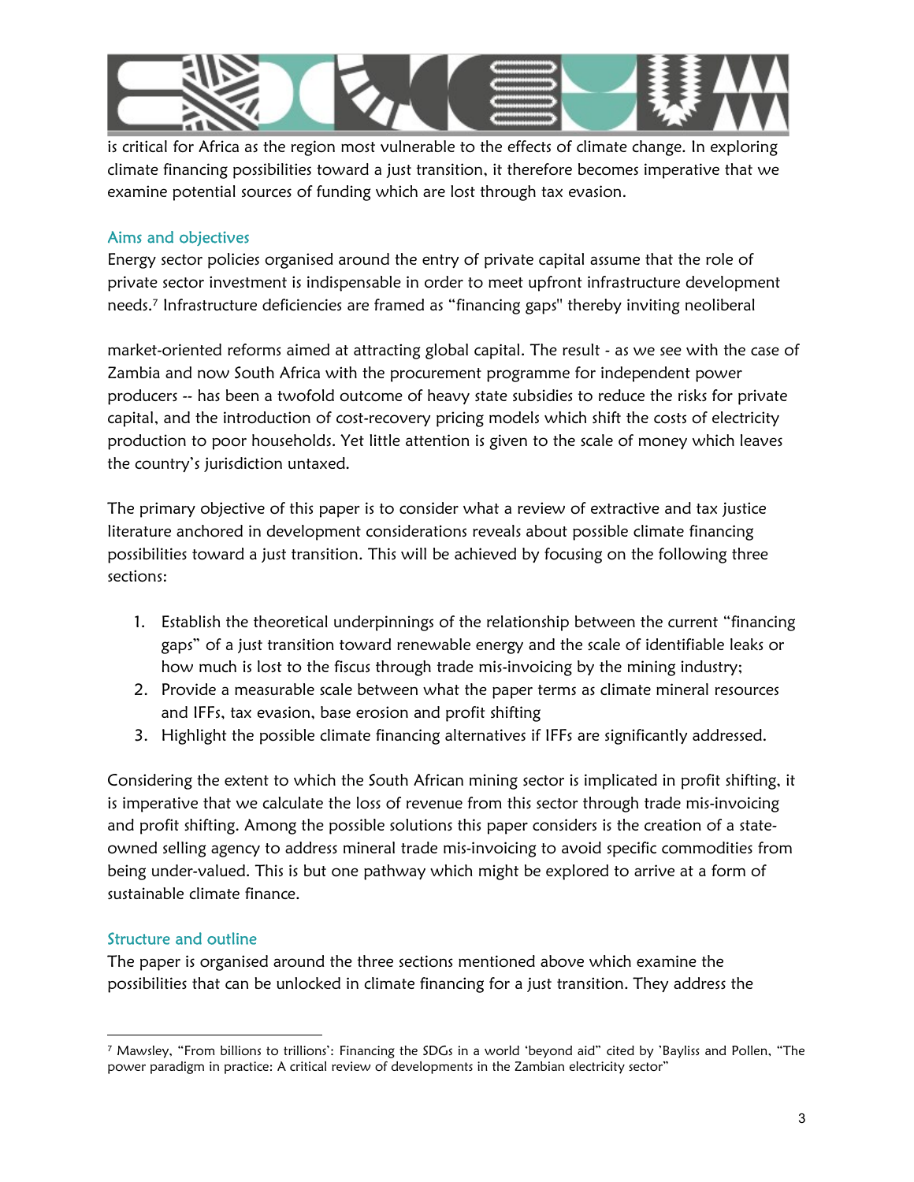is critical for Africa as the region most vulnerable to the effects of climate change. In exploring climate financing possibilities toward a just transition, it therefore becomes imperative that we examine potential sources of funding which are lost through tax evasion.

## Aims and objectives

Energy sector policies organised around the entry of private capital assume that the role of private sector investment is indispensable in order to meet upfront infrastructure development needs.[7] Infrastructure deficiencies are framed as "financing gaps" thereby inviting neoliberal market-oriented reforms aimed at attracting global capital. The result - as we see with the case of Zambia and now South Africa with the procurement programme for independent power producers -- has been a twofold outcome of heavy state subsidies to reduce the risks for private capital, and the introduction of cost-recovery pricing models which shift the costs of electricity production to poor households. Yet little attention is given to the scale of money which leaves the country's jurisdiction untaxed.

The primary objective of this paper is to consider what a review of extractive and tax justice literature anchored in development considerations reveals about possible climate financing possibilities toward a just transition. This will be achieved by focusing on the following three sections:

1. Establish the theoretical underpinnings of the relationship between the current "financing gaps" of a just transition toward renewable energy and the scale of identifiable leaks or how much is lost to the fiscus through trade mis-invoicing by the mining industry;
2. Provide a measurable scale between what the paper terms as climate mineral resources and IFFs, tax evasion, base erosion and profit shifting
3. Highlight the possible climate financing alternatives if IFFs are significantly addressed.

Considering the extent to which the South African mining sector is implicated in profit shifting, it is imperative that we calculate the loss of revenue from this sector through trade mis-invoicing and profit shifting. Among the possible solutions this paper considers is the creation of a state-owned selling agency to address mineral trade mis-invoicing to avoid specific commodities from being under-valued. This is but one pathway which might be explored to arrive at a form of sustainable climate finance.

## Structure and outline

The paper is organised around the three sections mentioned above which examine the possibilities that can be unlocked in climate financing for a just transition. They address the

---

[7] Mawsley, "From billions to trillions': Financing the SDGs in a world 'beyond aid" cited by 'Bayliss and Pollen, "The power paradigm in practice: A critical review of developments in the Zambian electricity sector"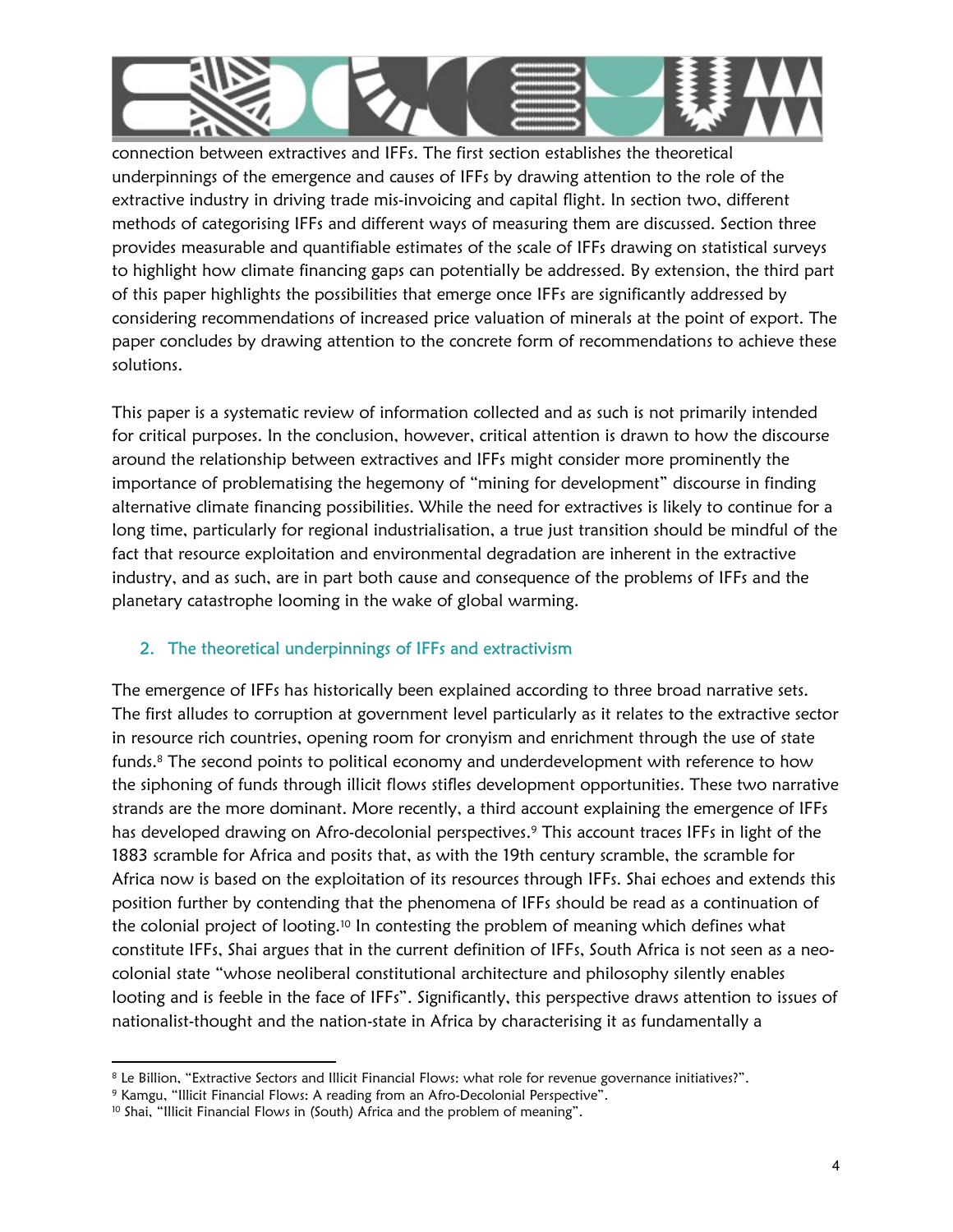connection between extractives and IFFs. The first section establishes the theoretical underpinnings of the emergence and causes of IFFs by drawing attention to the role of the extractive industry in driving trade mis-invoicing and capital flight. In section two, different methods of categorising IFFs and different ways of measuring them are discussed. Section three provides measurable and quantifiable estimates of the scale of IFFs drawing on statistical surveys to highlight how climate financing gaps can potentially be addressed. By extension, the third part of this paper highlights the possibilities that emerge once IFFs are significantly addressed by considering recommendations of increased price valuation of minerals at the point of export. The paper concludes by drawing attention to the concrete form of recommendations to achieve these solutions.

This paper is a systematic review of information collected and as such is not primarily intended for critical purposes. In the conclusion, however, critical attention is drawn to how the discourse around the relationship between extractives and IFFs might consider more prominently the importance of problematising the hegemony of "mining for development" discourse in finding alternative climate financing possibilities. While the need for extractives is likely to continue for a long time, particularly for regional industrialisation, a true just transition should be mindful of the fact that resource exploitation and environmental degradation are inherent in the extractive industry, and as such, are in part both cause and consequence of the problems of IFFs and the planetary catastrophe looming in the wake of global warming.

## 2. The theoretical underpinnings of IFFs and extractivism

The emergence of IFFs has historically been explained according to three broad narrative sets. The first alludes to corruption at government level particularly as it relates to the extractive sector in resource rich countries, opening room for cronyism and enrichment through the use of state funds.[8] The second points to political economy and underdevelopment with reference to how the siphoning of funds through illicit flows stifles development opportunities. These two narrative strands are the more dominant. More recently, a third account explaining the emergence of IFFs has developed drawing on Afro-decolonial perspectives.[9] This account traces IFFs in light of the 1883 scramble for Africa and posits that, as with the 19th century scramble, the scramble for Africa now is based on the exploitation of its resources through IFFs. Shai echoes and extends this position further by contending that the phenomena of IFFs should be read as a continuation of the colonial project of looting.[10] In contesting the problem of meaning which defines what constitute IFFs, Shai argues that in the current definition of IFFs, South Africa is not seen as a neo-colonial state "whose neoliberal constitutional architecture and philosophy silently enables looting and is feeble in the face of IFFs". Significantly, this perspective draws attention to issues of nationalist-thought and the nation-state in Africa by characterising it as fundamentally a

---

[8] Le Billion, "Extractive Sectors and Illicit Financial Flows: what role for revenue governance initiatives?".

[9] Kamgu, "Illicit Financial Flows: A reading from an Afro-Decolonial Perspective".

[10] Shai, "Illicit Financial Flows in (South) Africa and the problem of meaning".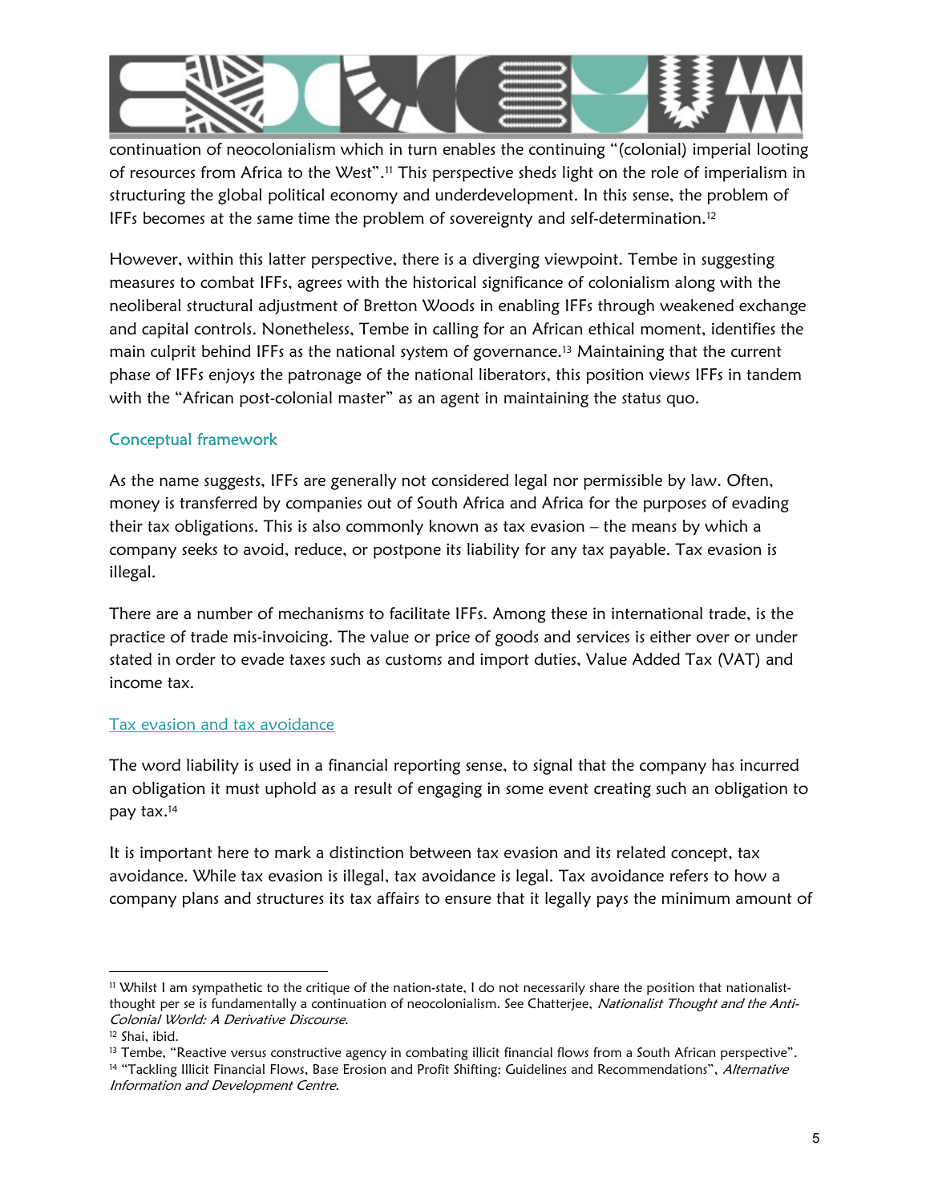continuation of neocolonialism which in turn enables the continuing "(colonial) imperial looting of resources from Africa to the West".[11] This perspective sheds light on the role of imperialism in structuring the global political economy and underdevelopment. In this sense, the problem of IFFs becomes at the same time the problem of sovereignty and self-determination.[12]

However, within this latter perspective, there is a diverging viewpoint. Tembe in suggesting measures to combat IFFs, agrees with the historical significance of colonialism along with the neoliberal structural adjustment of Bretton Woods in enabling IFFs through weakened exchange and capital controls. Nonetheless, Tembe in calling for an African ethical moment, identifies the main culprit behind IFFs as the national system of governance.[13] Maintaining that the current phase of IFFs enjoys the patronage of the national liberators, this position views IFFs in tandem with the "African post-colonial master" as an agent in maintaining the status quo.

## Conceptual framework

As the name suggests, IFFs are generally not considered legal nor permissible by law. Often, money is transferred by companies out of South Africa and Africa for the purposes of evading their tax obligations. This is also commonly known as tax evasion – the means by which a company seeks to avoid, reduce, or postpone its liability for any tax payable. Tax evasion is illegal.

There are a number of mechanisms to facilitate IFFs. Among these in international trade, is the practice of trade mis-invoicing. The value or price of goods and services is either over or under stated in order to evade taxes such as customs and import duties, Value Added Tax (VAT) and income tax.

### Tax evasion and tax avoidance

The word liability is used in a financial reporting sense, to signal that the company has incurred an obligation it must uphold as a result of engaging in some event creating such an obligation to pay tax.[14]

It is important here to mark a distinction between tax evasion and its related concept, tax avoidance. While tax evasion is illegal, tax avoidance is legal. Tax avoidance refers to how a company plans and structures its tax affairs to ensure that it legally pays the minimum amount of

---

[11] Whilst I am sympathetic to the critique of the nation-state, I do not necessarily share the position that nationalist-thought per se is fundamentally a continuation of neocolonialism. See Chatterjee, *Nationalist Thought and the Anti-Colonial World: A Derivative Discourse*.

[12] Shai, ibid.

[13] Tembe, "Reactive versus constructive agency in combating illicit financial flows from a South African perspective".

[14] "Tackling Illicit Financial Flows, Base Erosion and Profit Shifting: Guidelines and Recommendations", *Alternative Information and Development Centre*.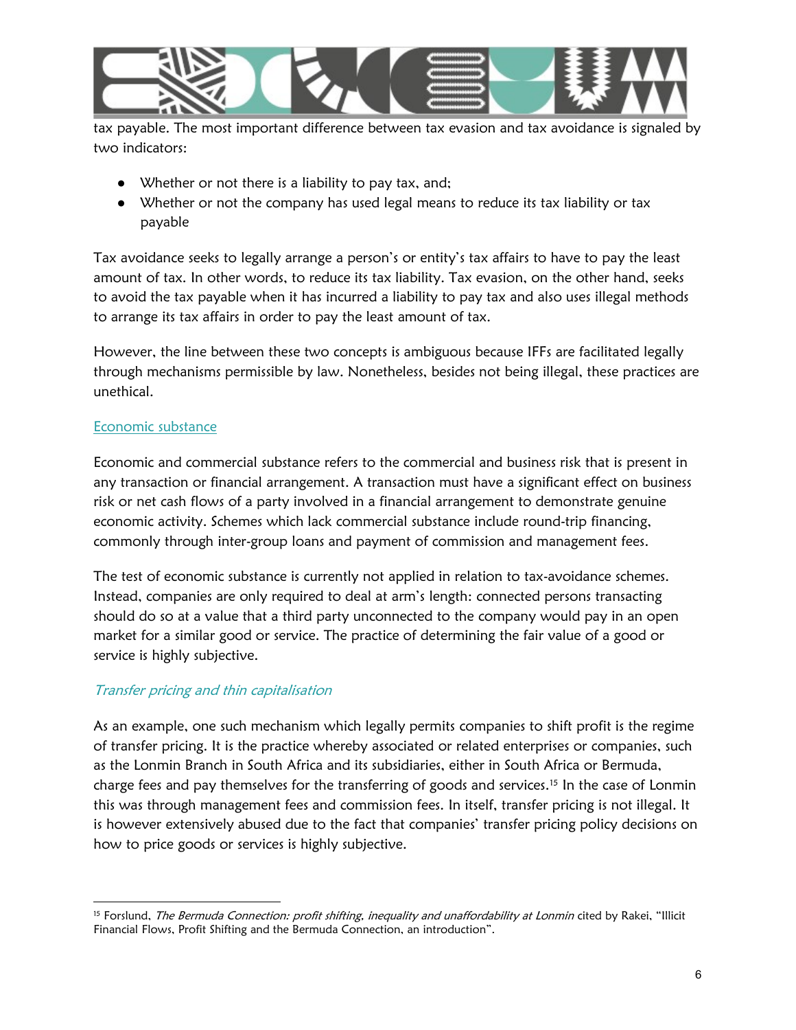tax payable. The most important difference between tax evasion and tax avoidance is signaled by two indicators:

- Whether or not there is a liability to pay tax, and;
- Whether or not the company has used legal means to reduce its tax liability or tax payable

Tax avoidance seeks to legally arrange a person's or entity's tax affairs to have to pay the least amount of tax. In other words, to reduce its tax liability. Tax evasion, on the other hand, seeks to avoid the tax payable when it has incurred a liability to pay tax and also uses illegal methods to arrange its tax affairs in order to pay the least amount of tax.

However, the line between these two concepts is ambiguous because IFFs are facilitated legally through mechanisms permissible by law. Nonetheless, besides not being illegal, these practices are unethical.

### Economic substance

Economic and commercial substance refers to the commercial and business risk that is present in any transaction or financial arrangement. A transaction must have a significant effect on business risk or net cash flows of a party involved in a financial arrangement to demonstrate genuine economic activity. Schemes which lack commercial substance include round-trip financing, commonly through inter-group loans and payment of commission and management fees.

The test of economic substance is currently not applied in relation to tax-avoidance schemes. Instead, companies are only required to deal at arm's length: connected persons transacting should do so at a value that a third party unconnected to the company would pay in an open market for a similar good or service. The practice of determining the fair value of a good or service is highly subjective.

#### *Transfer pricing and thin capitalisation*

As an example, one such mechanism which legally permits companies to shift profit is the regime of transfer pricing. It is the practice whereby associated or related enterprises or companies, such as the Lonmin Branch in South Africa and its subsidiaries, either in South Africa or Bermuda, charge fees and pay themselves for the transferring of goods and services.[15] In the case of Lonmin this was through management fees and commission fees. In itself, transfer pricing is not illegal. It is however extensively abused due to the fact that companies' transfer pricing policy decisions on how to price goods or services is highly subjective.

---

[15] Forslund, *The Bermuda Connection: profit shifting, inequality and unaffordability at Lonmin* cited by Rakei, "Illicit Financial Flows, Profit Shifting and the Bermuda Connection, an introduction".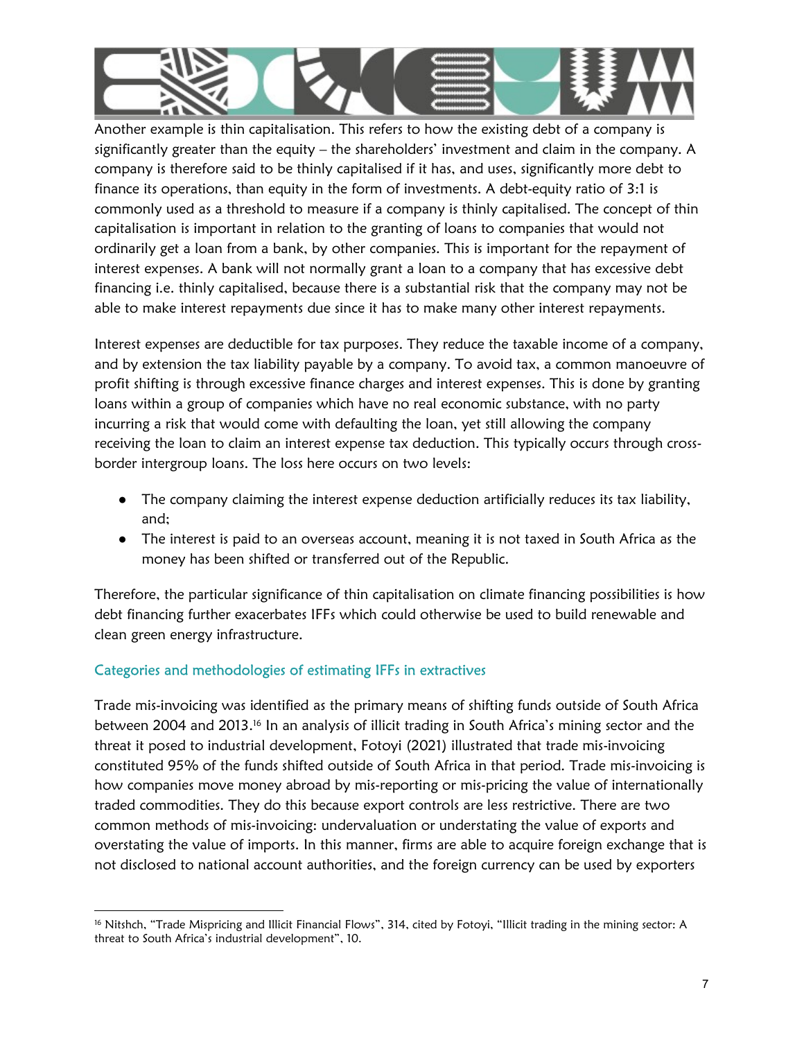Another example is thin capitalisation. This refers to how the existing debt of a company is significantly greater than the equity – the shareholders' investment and claim in the company. A company is therefore said to be thinly capitalised if it has, and uses, significantly more debt to finance its operations, than equity in the form of investments. A debt-equity ratio of 3:1 is commonly used as a threshold to measure if a company is thinly capitalised. The concept of thin capitalisation is important in relation to the granting of loans to companies that would not ordinarily get a loan from a bank, by other companies. This is important for the repayment of interest expenses. A bank will not normally grant a loan to a company that has excessive debt financing i.e. thinly capitalised, because there is a substantial risk that the company may not be able to make interest repayments due since it has to make many other interest repayments.

Interest expenses are deductible for tax purposes. They reduce the taxable income of a company, and by extension the tax liability payable by a company. To avoid tax, a common manoeuvre of profit shifting is through excessive finance charges and interest expenses. This is done by granting loans within a group of companies which have no real economic substance, with no party incurring a risk that would come with defaulting the loan, yet still allowing the company receiving the loan to claim an interest expense tax deduction. This typically occurs through cross-border intergroup loans. The loss here occurs on two levels:

- The company claiming the interest expense deduction artificially reduces its tax liability, and;
- The interest is paid to an overseas account, meaning it is not taxed in South Africa as the money has been shifted or transferred out of the Republic.

Therefore, the particular significance of thin capitalisation on climate financing possibilities is how debt financing further exacerbates IFFs which could otherwise be used to build renewable and clean green energy infrastructure.

## Categories and methodologies of estimating IFFs in extractives

Trade mis-invoicing was identified as the primary means of shifting funds outside of South Africa between 2004 and 2013.[16] In an analysis of illicit trading in South Africa's mining sector and the threat it posed to industrial development, Fotoyi (2021) illustrated that trade mis-invoicing constituted 95% of the funds shifted outside of South Africa in that period. Trade mis-invoicing is how companies move money abroad by mis-reporting or mis-pricing the value of internationally traded commodities. They do this because export controls are less restrictive. There are two common methods of mis-invoicing: undervaluation or understating the value of exports and overstating the value of imports. In this manner, firms are able to acquire foreign exchange that is not disclosed to national account authorities, and the foreign currency can be used by exporters

[16] Nitshch, "Trade Mispricing and Illicit Financial Flows", 314, cited by Fotoyi, "Illicit trading in the mining sector: A threat to South Africa's industrial development", 10.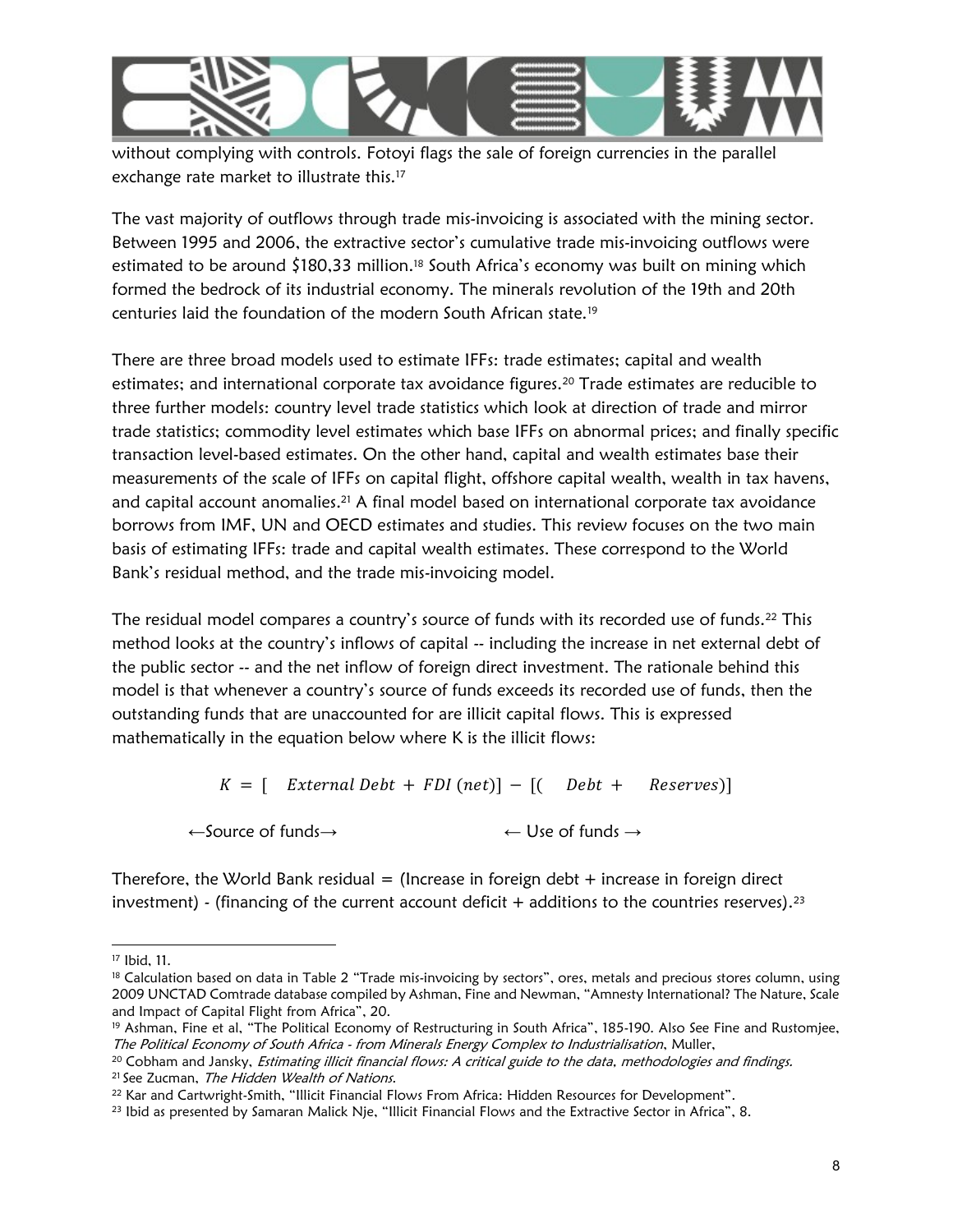without complying with controls. Fotoyi flags the sale of foreign currencies in the parallel exchange rate market to illustrate this.[17]

The vast majority of outflows through trade mis-invoicing is associated with the mining sector. Between 1995 and 2006, the extractive sector's cumulative trade mis-invoicing outflows were estimated to be around $180,33 million.[18] South Africa's economy was built on mining which formed the bedrock of its industrial economy. The minerals revolution of the 19th and 20th centuries laid the foundation of the modern South African state.[19]

There are three broad models used to estimate IFFs: trade estimates; capital and wealth estimates; and international corporate tax avoidance figures.[20] Trade estimates are reducible to three further models: country level trade statistics which look at direction of trade and mirror trade statistics; commodity level estimates which base IFFs on abnormal prices; and finally specific transaction level-based estimates. On the other hand, capital and wealth estimates base their measurements of the scale of IFFs on capital flight, offshore capital wealth, wealth in tax havens, and capital account anomalies.[21] A final model based on international corporate tax avoidance borrows from IMF, UN and OECD estimates and studies. This review focuses on the two main basis of estimating IFFs: trade and capital wealth estimates. These correspond to the World Bank's residual method, and the trade mis-invoicing model.

The residual model compares a country's source of funds with its recorded use of funds.[22] This method looks at the country's inflows of capital -- including the increase in net external debt of the public sector -- and the net inflow of foreign direct investment. The rationale behind this model is that whenever a country's source of funds exceeds its recorded use of funds, then the outstanding funds that are unaccounted for are illicit capital flows. This is expressed mathematically in the equation below where K is the illicit flows:

$$K = [\quad External\ Debt + FDI\ (net)] - [(\quad Debt + \quad Reserves)]$$

←Source of funds→ ← Use of funds →

Therefore, the World Bank residual = (Increase in foreign debt + increase in foreign direct investment) - (financing of the current account deficit + additions to the countries reserves).[23]

---

[17] Ibid, 11.

[18] Calculation based on data in Table 2 "Trade mis-invoicing by sectors", ores, metals and precious stores column, using 2009 UNCTAD Comtrade database compiled by Ashman, Fine and Newman, "Amnesty International? The Nature, Scale and Impact of Capital Flight from Africa", 20.

[19] Ashman, Fine et al, "The Political Economy of Restructuring in South Africa", 185-190. Also See Fine and Rustomjee, *The Political Economy of South Africa - from Minerals Energy Complex to Industrialisation*, Muller,

[20] Cobham and Jansky, *Estimating illicit financial flows: A critical guide to the data, methodologies and findings.*

[21] See Zucman, *The Hidden Wealth of Nations.*

[22] Kar and Cartwright-Smith, "Illicit Financial Flows From Africa: Hidden Resources for Development".

[23] Ibid as presented by Samaran Malick Nje, "Illicit Financial Flows and the Extractive Sector in Africa", 8.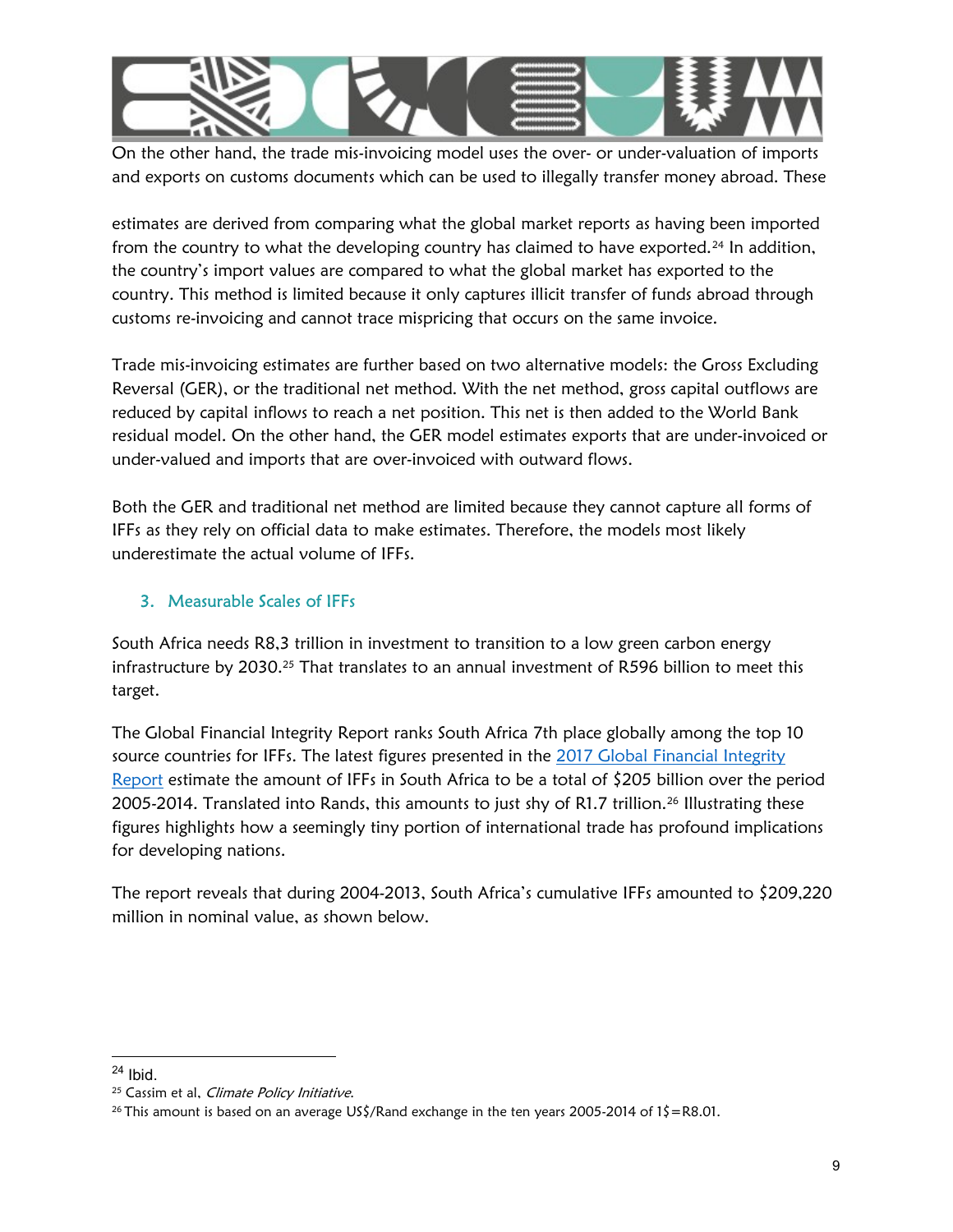On the other hand, the trade mis-invoicing model uses the over- or under-valuation of imports and exports on customs documents which can be used to illegally transfer money abroad. These

estimates are derived from comparing what the global market reports as having been imported from the country to what the developing country has claimed to have exported.[24] In addition, the country's import values are compared to what the global market has exported to the country. This method is limited because it only captures illicit transfer of funds abroad through customs re-invoicing and cannot trace mispricing that occurs on the same invoice.

Trade mis-invoicing estimates are further based on two alternative models: the Gross Excluding Reversal (GER), or the traditional net method. With the net method, gross capital outflows are reduced by capital inflows to reach a net position. This net is then added to the World Bank residual model. On the other hand, the GER model estimates exports that are under-invoiced or under-valued and imports that are over-invoiced with outward flows.

Both the GER and traditional net method are limited because they cannot capture all forms of IFFs as they rely on official data to make estimates. Therefore, the models most likely underestimate the actual volume of IFFs.

## 3. Measurable Scales of IFFs

South Africa needs R8,3 trillion in investment to transition to a low green carbon energy infrastructure by 2030.[25] That translates to an annual investment of R596 billion to meet this target.

The Global Financial Integrity Report ranks South Africa 7th place globally among the top 10 source countries for IFFs. The latest figures presented in the [2017 Global Financial Integrity Report]() estimate the amount of IFFs in South Africa to be a total of $205 billion over the period 2005-2014. Translated into Rands, this amounts to just shy of R1.7 trillion.[26] Illustrating these figures highlights how a seemingly tiny portion of international trade has profound implications for developing nations.

The report reveals that during 2004-2013, South Africa's cumulative IFFs amounted to $209,220 million in nominal value, as shown below.

---

[24] Ibid.

[25] Cassim et al, *Climate Policy Initiative*.

[26] This amount is based on an average US$/Rand exchange in the ten years 2005-2014 of 1$=R8.01.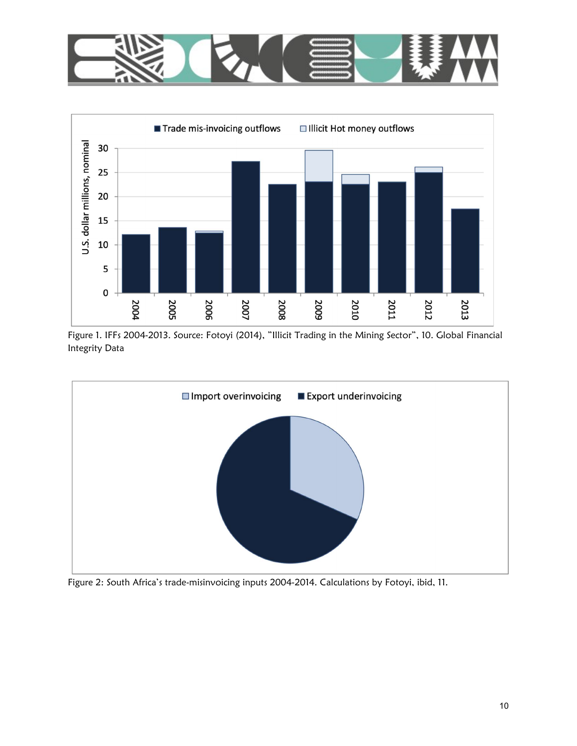Figure 1. IFFs 2004-2013. Source: Fotoyi (2014), "Illicit Trading in the Mining Sector", 10. Global Financial Integrity Data

Figure 2: South Africa's trade-misinvoicing inputs 2004-2014. Calculations by Fotoyi, ibid, 11.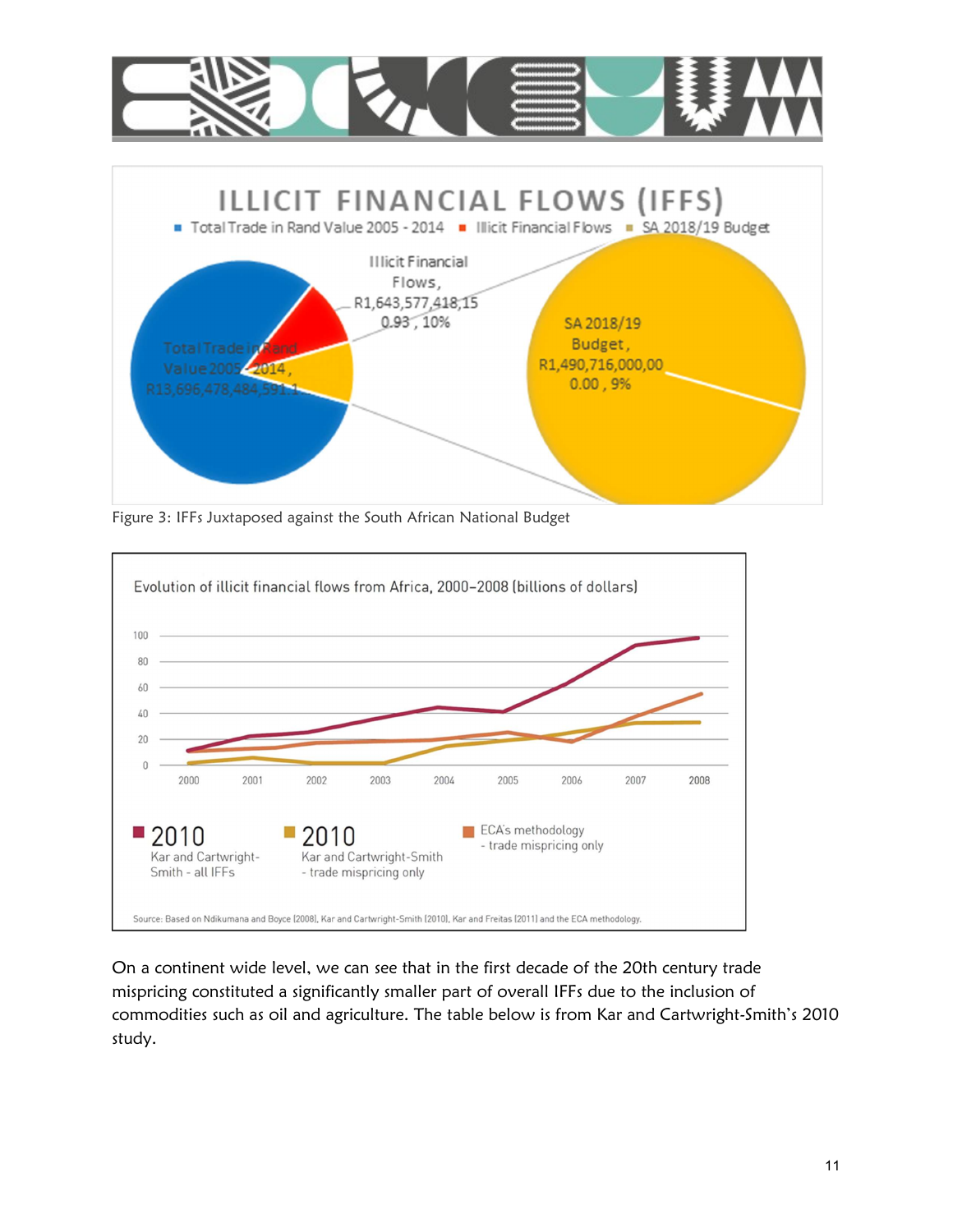Figure 3: IFFs Juxtaposed against the South African National Budget

On a continent wide level, we can see that in the first decade of the 20th century trade mispricing constituted a significantly smaller part of overall IFFs due to the inclusion of commodities such as oil and agriculture. The table below is from Kar and Cartwright-Smith's 2010 study.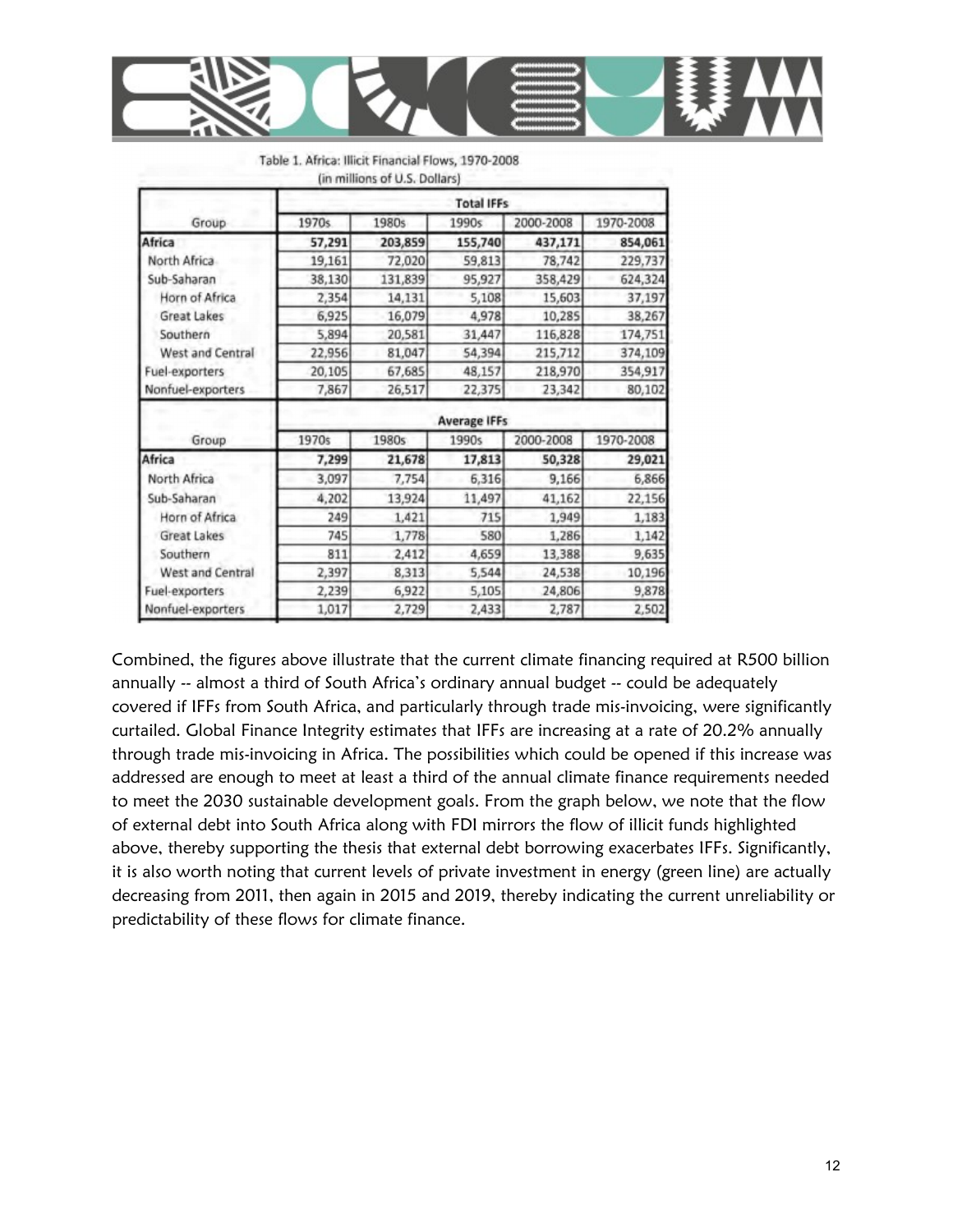Table 1. Africa: Illicit Financial Flows, 1970-2008
(in millions of U.S. Dollars)

| Group | Total IFFs | | | | |
|---|---|---|---|---|---|
| | 1970s | 1980s | 1990s | 2000-2008 | 1970-2008 |
| **Africa** | **57,291** | **203,859** | **155,740** | **437,171** | **854,061** |
| North Africa | 19,161 | 72,020 | 59,813 | 78,742 | 229,737 |
| Sub-Saharan | 38,130 | 131,839 | 95,927 | 358,429 | 624,324 |
| Horn of Africa | 2,354 | 14,131 | 5,108 | 15,603 | 37,197 |
| Great Lakes | 6,925 | 16,079 | 4,978 | 10,285 | 38,267 |
| Southern | 5,894 | 20,581 | 31,447 | 116,828 | 174,751 |
| West and Central | 22,956 | 81,047 | 54,394 | 215,712 | 374,109 |
| Fuel-exporters | 20,105 | 67,685 | 48,157 | 218,970 | 354,917 |
| Nonfuel-exporters | 7,867 | 26,517 | 22,375 | 23,342 | 80,102 |
| **Group** | **Average IFFs** | | | | |
| | 1970s | 1980s | 1990s | 2000-2008 | 1970-2008 |
| **Africa** | **7,299** | **21,678** | **17,813** | **50,328** | **29,021** |
| North Africa | 3,097 | 7,754 | 6,316 | 9,166 | 6,866 |
| Sub-Saharan | 4,202 | 13,924 | 11,497 | 41,162 | 22,156 |
| Horn of Africa | 249 | 1,421 | 715 | 1,949 | 1,183 |
| Great Lakes | 745 | 1,778 | 580 | 1,286 | 1,142 |
| Southern | 811 | 2,412 | 4,659 | 13,388 | 9,635 |
| West and Central | 2,397 | 8,313 | 5,544 | 24,538 | 10,196 |
| Fuel-exporters | 2,239 | 6,922 | 5,105 | 24,806 | 9,878 |
| Nonfuel-exporters | 1,017 | 2,729 | 2,433 | 2,787 | 2,502 |

Combined, the figures above illustrate that the current climate financing required at R500 billion annually -- almost a third of South Africa's ordinary annual budget -- could be adequately covered if IFFs from South Africa, and particularly through trade mis-invoicing, were significantly curtailed. Global Finance Integrity estimates that IFFs are increasing at a rate of 20.2% annually through trade mis-invoicing in Africa. The possibilities which could be opened if this increase was addressed are enough to meet at least a third of the annual climate finance requirements needed to meet the 2030 sustainable development goals. From the graph below, we note that the flow of external debt into South Africa along with FDI mirrors the flow of illicit funds highlighted above, thereby supporting the thesis that external debt borrowing exacerbates IFFs. Significantly, it is also worth noting that current levels of private investment in energy (green line) are actually decreasing from 2011, then again in 2015 and 2019, thereby indicating the current unreliability or predictability of these flows for climate finance.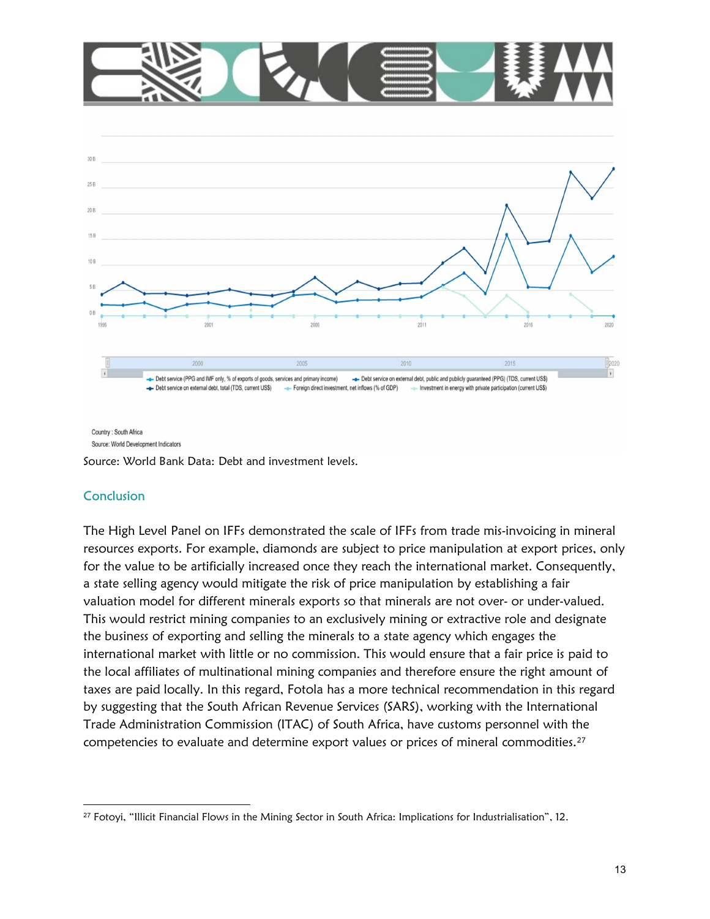Country : South Africa

Source: World Development Indicators

Source: World Bank Data: Debt and investment levels.

## Conclusion

The High Level Panel on IFFs demonstrated the scale of IFFs from trade mis-invoicing in mineral resources exports. For example, diamonds are subject to price manipulation at export prices, only for the value to be artificially increased once they reach the international market. Consequently, a state selling agency would mitigate the risk of price manipulation by establishing a fair valuation model for different minerals exports so that minerals are not over- or under-valued. This would restrict mining companies to an exclusively mining or extractive role and designate the business of exporting and selling the minerals to a state agency which engages the international market with little or no commission. This would ensure that a fair price is paid to the local affiliates of multinational mining companies and therefore ensure the right amount of taxes are paid locally. In this regard, Fotola has a more technical recommendation in this regard by suggesting that the South African Revenue Services (SARS), working with the International Trade Administration Commission (ITAC) of South Africa, have customs personnel with the competencies to evaluate and determine export values or prices of mineral commodities.[27]

---

[27] Fotoyi, "Illicit Financial Flows in the Mining Sector in South Africa: Implications for Industrialisation", 12.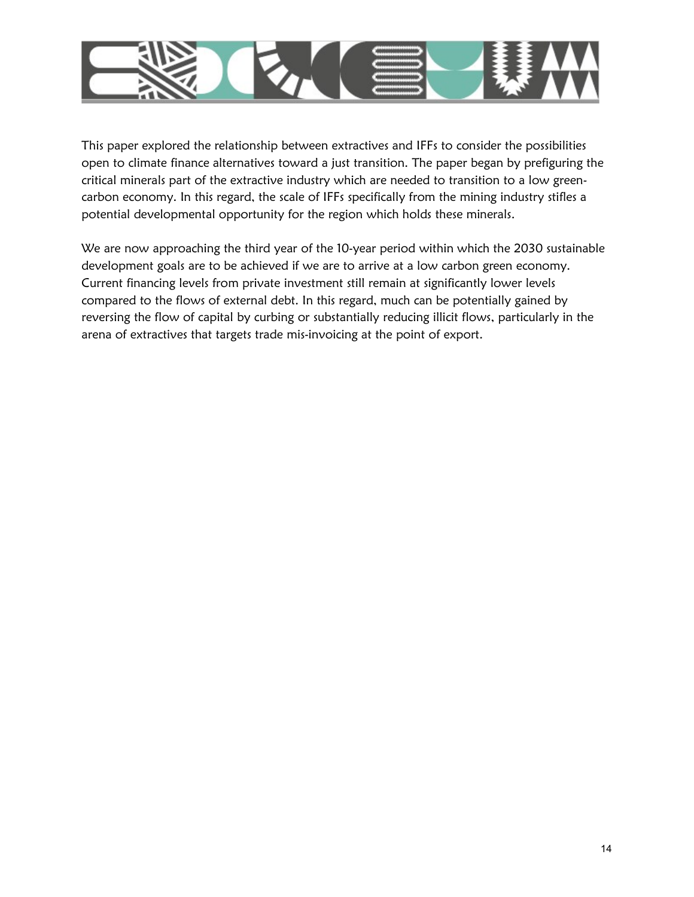This paper explored the relationship between extractives and IFFs to consider the possibilities open to climate finance alternatives toward a just transition. The paper began by prefiguring the critical minerals part of the extractive industry which are needed to transition to a low green-carbon economy. In this regard, the scale of IFFs specifically from the mining industry stifles a potential developmental opportunity for the region which holds these minerals.

We are now approaching the third year of the 10-year period within which the 2030 sustainable development goals are to be achieved if we are to arrive at a low carbon green economy. Current financing levels from private investment still remain at significantly lower levels compared to the flows of external debt. In this regard, much can be potentially gained by reversing the flow of capital by curbing or substantially reducing illicit flows, particularly in the arena of extractives that targets trade mis-invoicing at the point of export.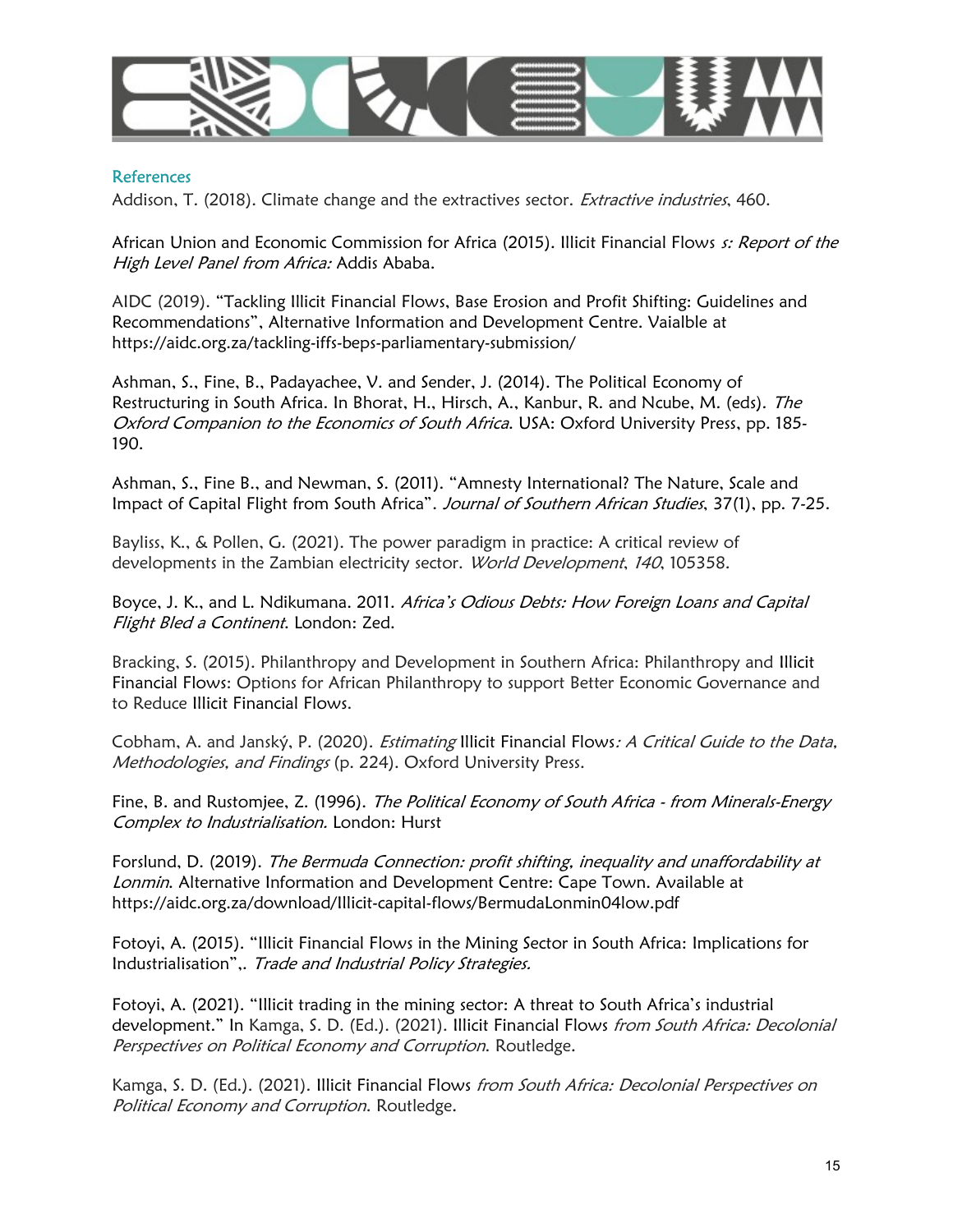## References

Addison, T. (2018). Climate change and the extractives sector. *Extractive industries*, 460.

African Union and Economic Commission for Africa (2015). Illicit Financial Flows *s: Report of the High Level Panel from Africa:* Addis Ababa.

AIDC (2019). "Tackling Illicit Financial Flows, Base Erosion and Profit Shifting: Guidelines and Recommendations", Alternative Information and Development Centre. Vaialble at https://aidc.org.za/tackling-iffs-beps-parliamentary-submission/

Ashman, S., Fine, B., Padayachee, V. and Sender, J. (2014). The Political Economy of Restructuring in South Africa. In Bhorat, H., Hirsch, A., Kanbur, R. and Ncube, M. (eds). *The Oxford Companion to the Economics of South Africa*. USA: Oxford University Press, pp. 185-190.

Ashman, S., Fine B., and Newman, S. (2011). "Amnesty International? The Nature, Scale and Impact of Capital Flight from South Africa". *Journal of Southern African Studies*, 37(1), pp. 7-25.

Bayliss, K., & Pollen, G. (2021). The power paradigm in practice: A critical review of developments in the Zambian electricity sector. *World Development*, *140*, 105358.

Boyce, J. K., and L. Ndikumana. 2011. *Africa's Odious Debts: How Foreign Loans and Capital Flight Bled a Continent*. London: Zed.

Bracking, S. (2015). Philanthropy and Development in Southern Africa: Philanthropy and Illicit Financial Flows: Options for African Philanthropy to support Better Economic Governance and to Reduce Illicit Financial Flows.

Cobham, A. and Janský, P. (2020). *Estimating* Illicit Financial Flows*: A Critical Guide to the Data, Methodologies, and Findings* (p. 224). Oxford University Press.

Fine, B. and Rustomjee, Z. (1996). *The Political Economy of South Africa - from Minerals-Energy Complex to Industrialisation.* London: Hurst

Forslund, D. (2019). *The Bermuda Connection: profit shifting, inequality and unaffordability at Lonmin*. Alternative Information and Development Centre: Cape Town. Available at https://aidc.org.za/download/Illicit-capital-flows/BermudaLonmin04low.pdf

Fotoyi, A. (2015). "Illicit Financial Flows in the Mining Sector in South Africa: Implications for Industrialisation",. *Trade and Industrial Policy Strategies.*

Fotoyi, A. (2021). "Illicit trading in the mining sector: A threat to South Africa's industrial development." In Kamga, S. D. (Ed.). (2021). Illicit Financial Flows *from South Africa: Decolonial Perspectives on Political Economy and Corruption*. Routledge.

Kamga, S. D. (Ed.). (2021). Illicit Financial Flows *from South Africa: Decolonial Perspectives on Political Economy and Corruption.* Routledge.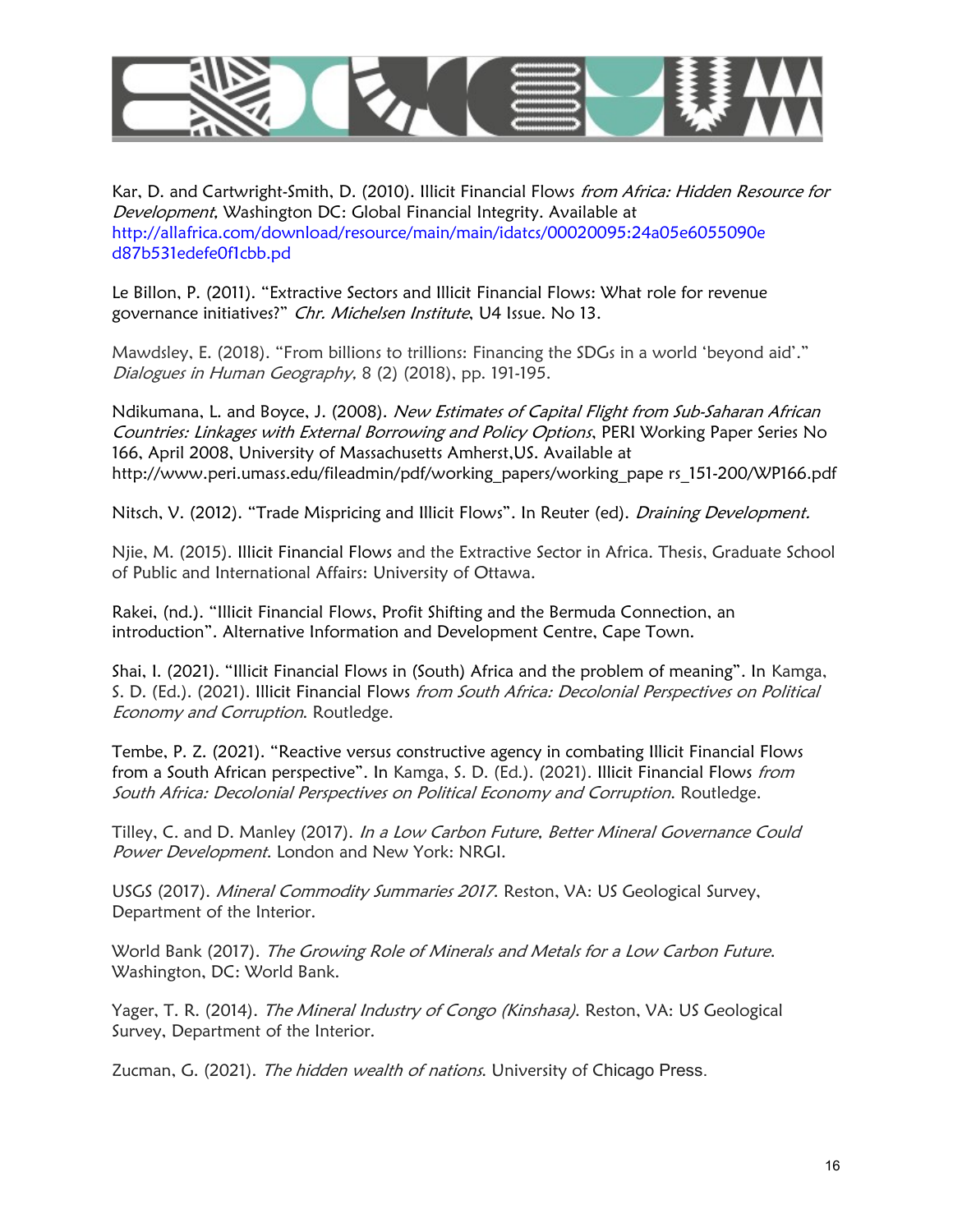Kar, D. and Cartwright-Smith, D. (2010). Illicit Financial Flows *from Africa: Hidden Resource for Development*, Washington DC: Global Financial Integrity. Available at http://allafrica.com/download/resource/main/main/idatcs/00020095:24a05e6055090ed87b531edefe0f1cbb.pd

Le Billon, P. (2011). "Extractive Sectors and Illicit Financial Flows: What role for revenue governance initiatives?" *Chr. Michelsen Institute*, U4 Issue. No 13.

Mawdsley, E. (2018). "From billions to trillions: Financing the SDGs in a world 'beyond aid'." *Dialogues in Human Geography*, 8 (2) (2018), pp. 191-195.

Ndikumana, L. and Boyce, J. (2008). *New Estimates of Capital Flight from Sub-Saharan African Countries: Linkages with External Borrowing and Policy Options*, PERI Working Paper Series No 166, April 2008, University of Massachusetts Amherst,US. Available at http://www.peri.umass.edu/fileadmin/pdf/working_papers/working_pape rs_151-200/WP166.pdf

Nitsch, V. (2012). "Trade Mispricing and Illicit Flows". In Reuter (ed). *Draining Development.*

Njie, M. (2015). Illicit Financial Flows and the Extractive Sector in Africa. Thesis, Graduate School of Public and International Affairs: University of Ottawa.

Rakei, (nd.). "Illicit Financial Flows, Profit Shifting and the Bermuda Connection, an introduction". Alternative Information and Development Centre, Cape Town.

Shai, I. (2021). "Illicit Financial Flows in (South) Africa and the problem of meaning". In Kamga, S. D. (Ed.). (2021). Illicit Financial Flows *from South Africa: Decolonial Perspectives on Political Economy and Corruption*. Routledge.

Tembe, P. Z. (2021). "Reactive versus constructive agency in combating Illicit Financial Flows from a South African perspective". In Kamga, S. D. (Ed.). (2021). Illicit Financial Flows *from South Africa: Decolonial Perspectives on Political Economy and Corruption*. Routledge.

Tilley, C. and D. Manley (2017). *In a Low Carbon Future, Better Mineral Governance Could Power Development*. London and New York: NRGI.

USGS (2017). *Mineral Commodity Summaries 2017*. Reston, VA: US Geological Survey, Department of the Interior.

World Bank (2017). *The Growing Role of Minerals and Metals for a Low Carbon Future*. Washington, DC: World Bank.

Yager, T. R. (2014). *The Mineral Industry of Congo (Kinshasa)*. Reston, VA: US Geological Survey, Department of the Interior.

Zucman, G. (2021). *The hidden wealth of nations*. University of Chicago Press.